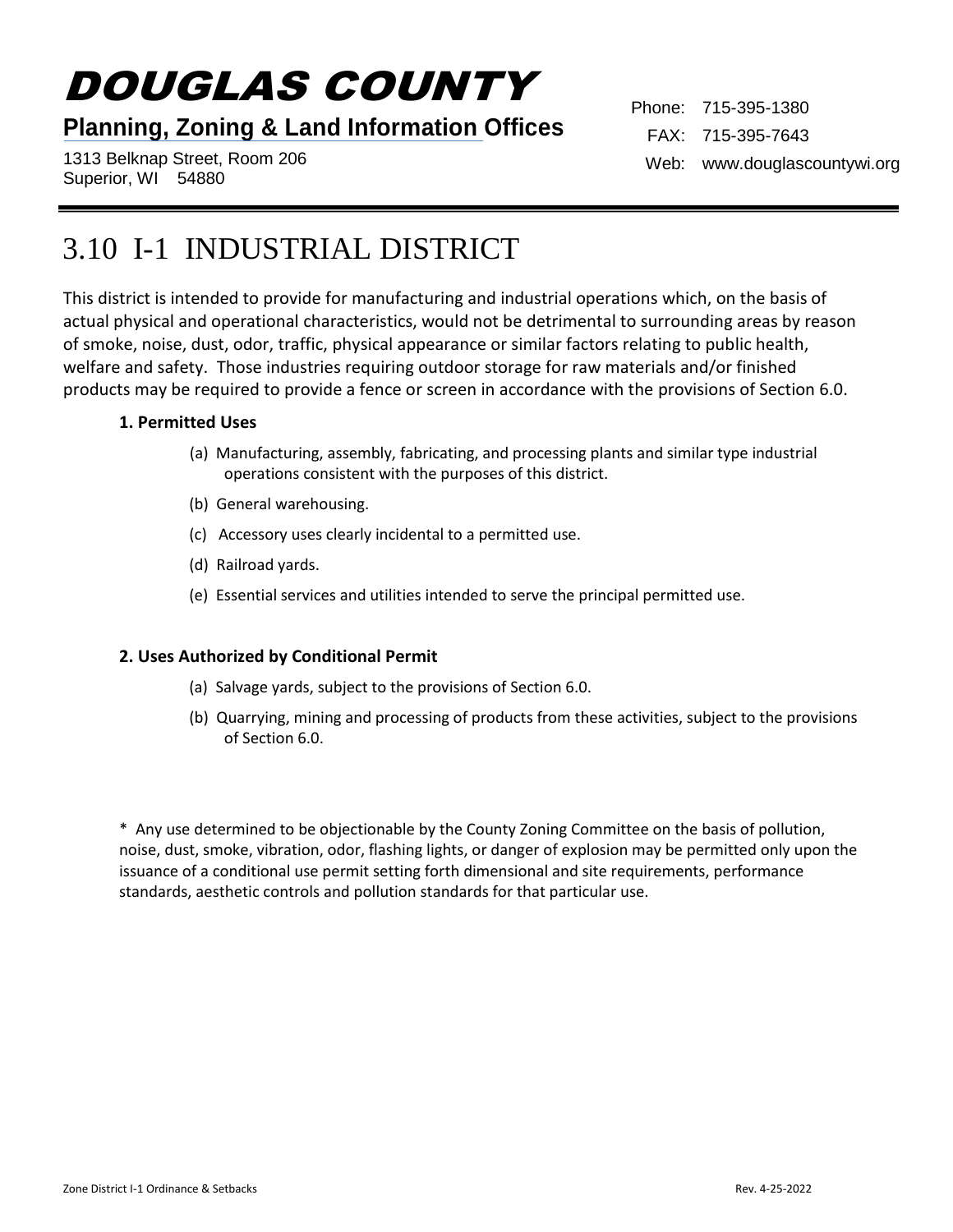# DOUGLAS COUNTY

**Planning, Zoning & Land Information Offices**

1313 Belknap Street, Room 206
Superior, WI 54880

Phone: 715-395-1380
FAX: 715-395-7643
Web: www.douglascountywi.org

## 3.10 I-1 INDUSTRIAL DISTRICT

This district is intended to provide for manufacturing and industrial operations which, on the basis of actual physical and operational characteristics, would not be detrimental to surrounding areas by reason of smoke, noise, dust, odor, traffic, physical appearance or similar factors relating to public health, welfare and safety. Those industries requiring outdoor storage for raw materials and/or finished products may be required to provide a fence or screen in accordance with the provisions of Section 6.0.

### 1. Permitted Uses

(a) Manufacturing, assembly, fabricating, and processing plants and similar type industrial operations consistent with the purposes of this district.

(b) General warehousing.

(c) Accessory uses clearly incidental to a permitted use.

(d) Railroad yards.

(e) Essential services and utilities intended to serve the principal permitted use.

### 2. Uses Authorized by Conditional Permit

(a) Salvage yards, subject to the provisions of Section 6.0.

(b) Quarrying, mining and processing of products from these activities, subject to the provisions of Section 6.0.

\* Any use determined to be objectionable by the County Zoning Committee on the basis of pollution, noise, dust, smoke, vibration, odor, flashing lights, or danger of explosion may be permitted only upon the issuance of a conditional use permit setting forth dimensional and site requirements, performance standards, aesthetic controls and pollution standards for that particular use.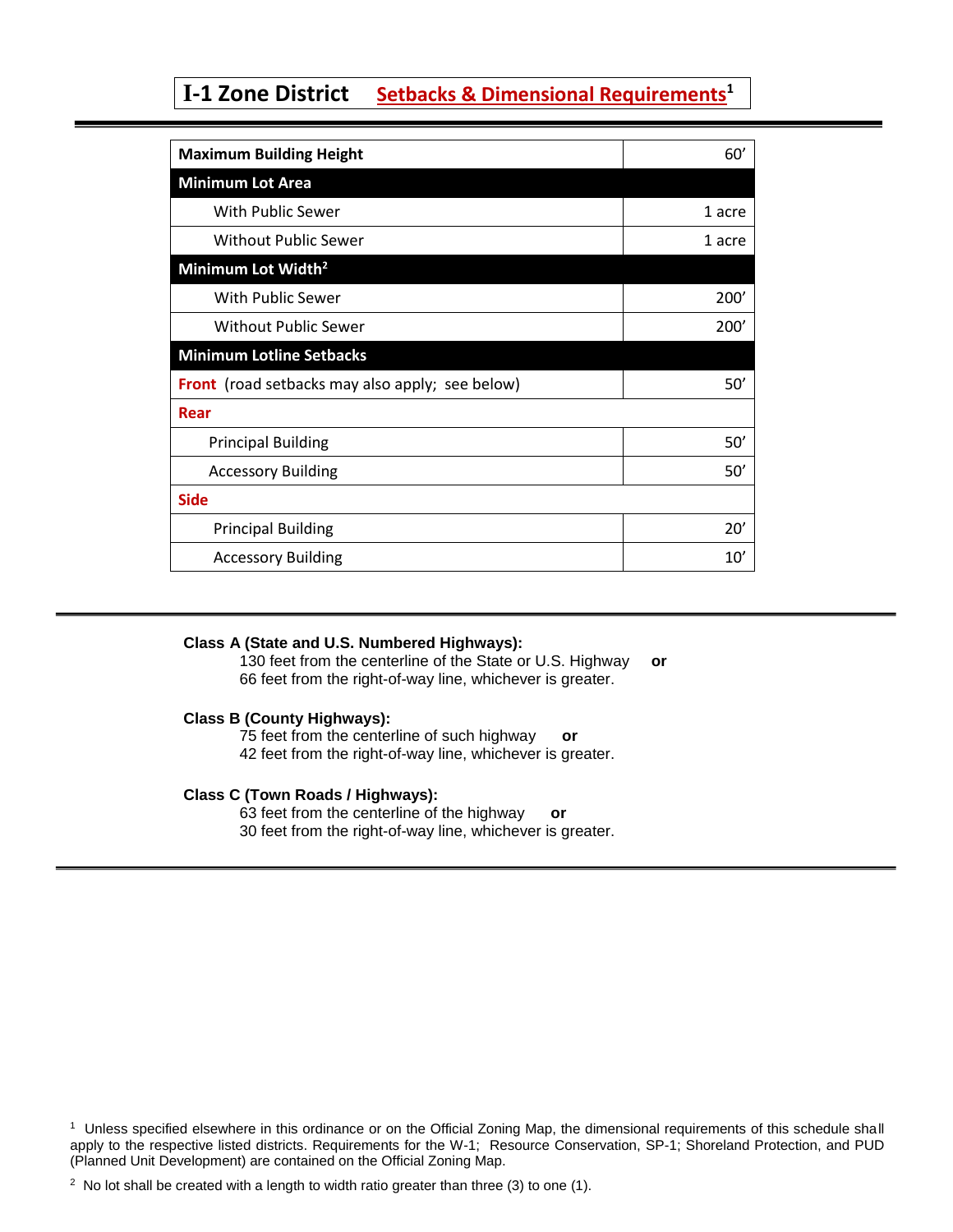# I-1 Zone District Setbacks & Dimensional Requirements[1]

| | |
|---|---|
| **Maximum Building Height** | 60’ |
| **Minimum Lot Area** | |
| With Public Sewer | 1 acre |
| Without Public Sewer | 1 acre |
| **Minimum Lot Width[2]** | |
| With Public Sewer | 200’ |
| Without Public Sewer | 200’ |
| **Minimum Lotline Setbacks** | |
| **Front** (road setbacks may also apply; see below) | 50’ |
| **Rear** | |
| Principal Building | 50’ |
| Accessory Building | 50’ |
| **Side** | |
| Principal Building | 20’ |
| Accessory Building | 10’ |

**Class A (State and U.S. Numbered Highways):**
130 feet from the centerline of the State or U.S. Highway **or**
66 feet from the right-of-way line, whichever is greater.

**Class B (County Highways):**
75 feet from the centerline of such highway **or**
42 feet from the right-of-way line, whichever is greater.

**Class C (Town Roads / Highways):**
63 feet from the centerline of the highway **or**
30 feet from the right-of-way line, whichever is greater.

[1] Unless specified elsewhere in this ordinance or on the Official Zoning Map, the dimensional requirements of this schedule shall apply to the respective listed districts. Requirements for the W-1; Resource Conservation, SP-1; Shoreland Protection, and PUD (Planned Unit Development) are contained on the Official Zoning Map.

[2] No lot shall be created with a length to width ratio greater than three (3) to one (1).